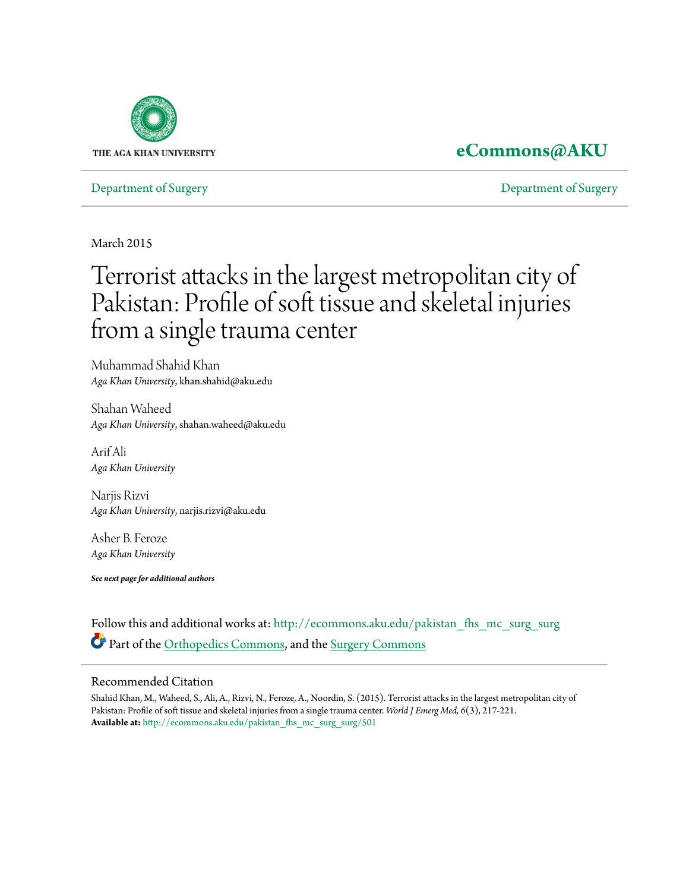THE AGA KHAN UNIVERSITY

**eCommons@AKU**

Department of Surgery | Department of Surgery

March 2015

# Terrorist attacks in the largest metropolitan city of Pakistan: Profile of soft tissue and skeletal injuries from a single trauma center

Muhammad Shahid Khan
*Aga Khan University*, khan.shahid@aku.edu

Shahan Waheed
*Aga Khan University*, shahan.waheed@aku.edu

Arif Ali
*Aga Khan University*

Narjis Rizvi
*Aga Khan University*, narjis.rizvi@aku.edu

Asher B. Feroze
*Aga Khan University*

***See next page for additional authors***

Follow this and additional works at: http://ecommons.aku.edu/pakistan_fhs_mc_surg_surg

Part of the Orthopedics Commons, and the Surgery Commons

## Recommended Citation

Shahid Khan, M., Waheed, S., Ali, A., Rizvi, N., Feroze, A., Noordin, S. (2015). Terrorist attacks in the largest metropolitan city of Pakistan: Profile of soft tissue and skeletal injuries from a single trauma center. *World J Emerg Med, 6*(3), 217-221.
**Available at:** http://ecommons.aku.edu/pakistan_fhs_mc_surg_surg/501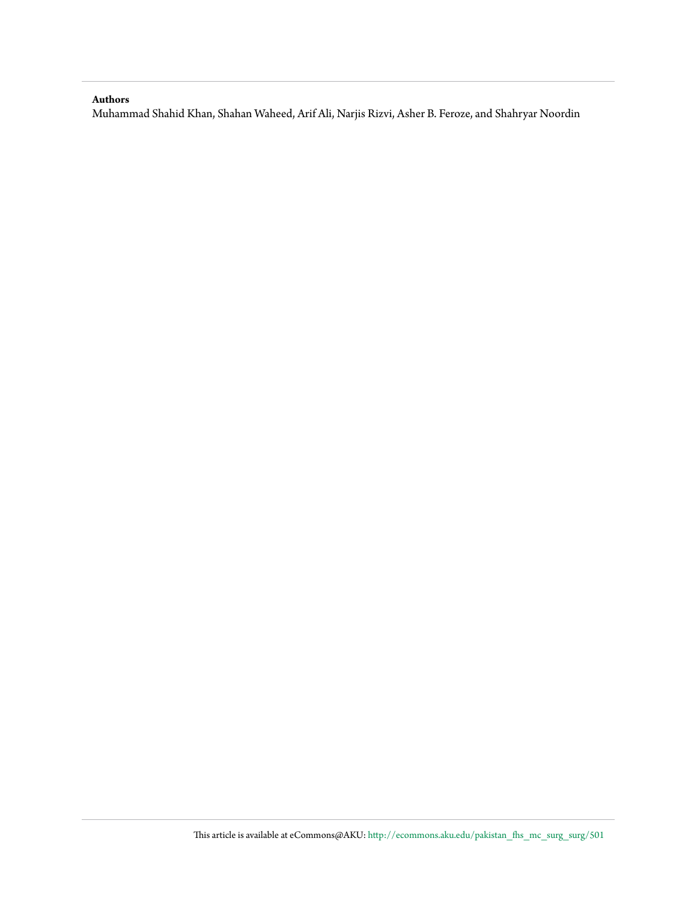**Authors**

Muhammad Shahid Khan, Shahan Waheed, Arif Ali, Narjis Rizvi, Asher B. Feroze, and Shahryar Noordin

This article is available at eCommons@AKU: http://ecommons.aku.edu/pakistan_fhs_mc_surg_surg/501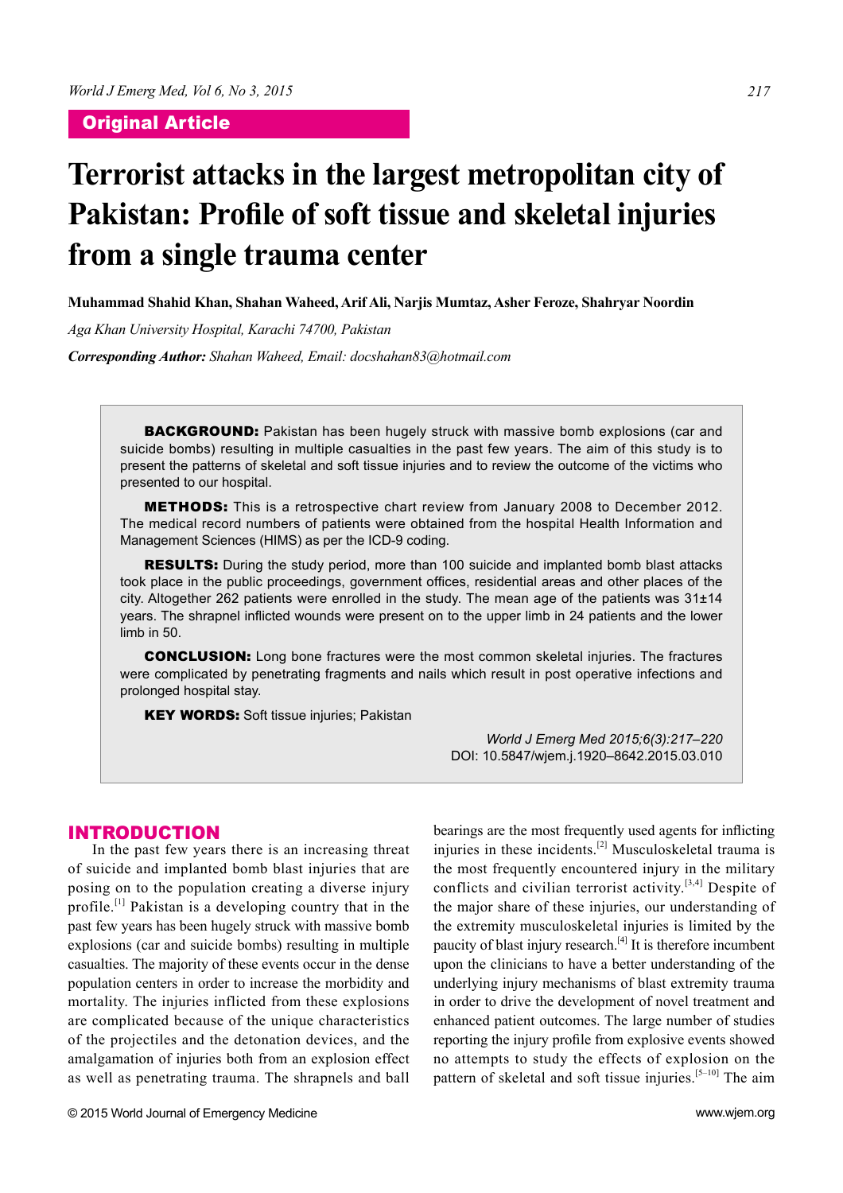Original Article

# Terrorist attacks in the largest metropolitan city of Pakistan: Profile of soft tissue and skeletal injuries from a single trauma center

**Muhammad Shahid Khan, Shahan Waheed, Arif Ali, Narjis Mumtaz, Asher Feroze, Shahryar Noordin**

*Aga Khan University Hospital, Karachi 74700, Pakistan*

***Corresponding Author:*** *Shahan Waheed, Email: docshahan83@hotmail.com*

**BACKGROUND:** Pakistan has been hugely struck with massive bomb explosions (car and suicide bombs) resulting in multiple casualties in the past few years. The aim of this study is to present the patterns of skeletal and soft tissue injuries and to review the outcome of the victims who presented to our hospital.

**METHODS:** This is a retrospective chart review from January 2008 to December 2012. The medical record numbers of patients were obtained from the hospital Health Information and Management Sciences (HIMS) as per the ICD-9 coding.

**RESULTS:** During the study period, more than 100 suicide and implanted bomb blast attacks took place in the public proceedings, government offices, residential areas and other places of the city. Altogether 262 patients were enrolled in the study. The mean age of the patients was 31±14 years. The shrapnel inflicted wounds were present on to the upper limb in 24 patients and the lower limb in 50.

**CONCLUSION:** Long bone fractures were the most common skeletal injuries. The fractures were complicated by penetrating fragments and nails which result in post operative infections and prolonged hospital stay.

**KEY WORDS:** Soft tissue injuries; Pakistan

*World J Emerg Med 2015;6(3):217–220*
DOI: 10.5847/wjem.j.1920–8642.2015.03.010

## INTRODUCTION

In the past few years there is an increasing threat of suicide and implanted bomb blast injuries that are posing on to the population creating a diverse injury profile.[1] Pakistan is a developing country that in the past few years has been hugely struck with massive bomb explosions (car and suicide bombs) resulting in multiple casualties. The majority of these events occur in the dense population centers in order to increase the morbidity and mortality. The injuries inflicted from these explosions are complicated because of the unique characteristics of the projectiles and the detonation devices, and the amalgamation of injuries both from an explosion effect as well as penetrating trauma. The shrapnels and ball bearings are the most frequently used agents for inflicting injuries in these incidents.[2] Musculoskeletal trauma is the most frequently encountered injury in the military conflicts and civilian terrorist activity.[3,4] Despite of the major share of these injuries, our understanding of the extremity musculoskeletal injuries is limited by the paucity of blast injury research.[4] It is therefore incumbent upon the clinicians to have a better understanding of the underlying injury mechanisms of blast extremity trauma in order to drive the development of novel treatment and enhanced patient outcomes. The large number of studies reporting the injury profile from explosive events showed no attempts to study the effects of explosion on the pattern of skeletal and soft tissue injuries.[5–10] The aim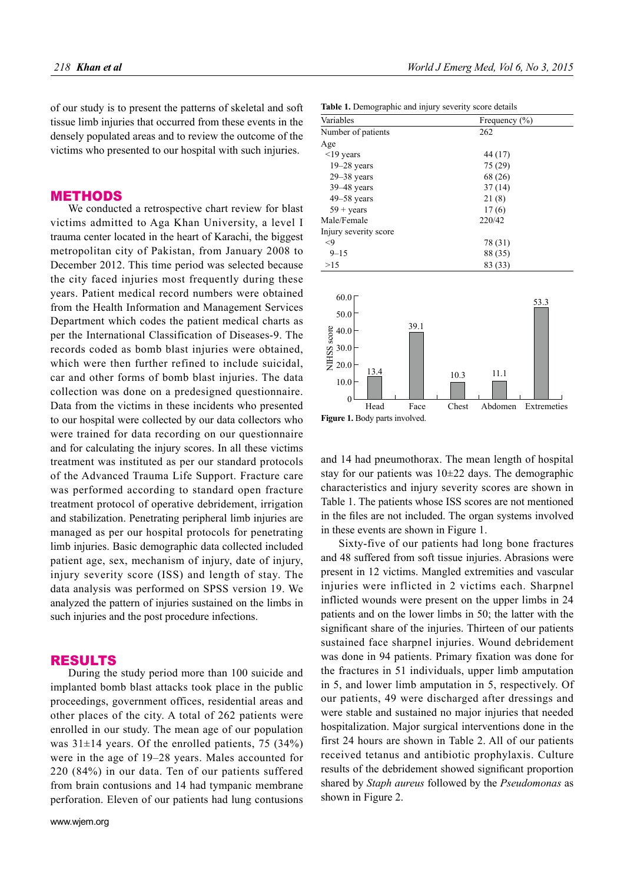of our study is to present the patterns of skeletal and soft tissue limb injuries that occurred from these events in the densely populated areas and to review the outcome of the victims who presented to our hospital with such injuries.

## METHODS

We conducted a retrospective chart review for blast victims admitted to Aga Khan University, a level I trauma center located in the heart of Karachi, the biggest metropolitan city of Pakistan, from January 2008 to December 2012. This time period was selected because the city faced injuries most frequently during these years. Patient medical record numbers were obtained from the Health Information and Management Services Department which codes the patient medical charts as per the International Classification of Diseases-9. The records coded as bomb blast injuries were obtained, which were then further refined to include suicidal, car and other forms of bomb blast injuries. The data collection was done on a predesigned questionnaire. Data from the victims in these incidents who presented to our hospital were collected by our data collectors who were trained for data recording on our questionnaire and for calculating the injury scores. In all these victims treatment was instituted as per our standard protocols of the Advanced Trauma Life Support. Fracture care was performed according to standard open fracture treatment protocol of operative debridement, irrigation and stabilization. Penetrating peripheral limb injuries are managed as per our hospital protocols for penetrating limb injuries. Basic demographic data collected included patient age, sex, mechanism of injury, date of injury, injury severity score (ISS) and length of stay. The data analysis was performed on SPSS version 19. We analyzed the pattern of injuries sustained on the limbs in such injuries and the post procedure infections.

## RESULTS

During the study period more than 100 suicide and implanted bomb blast attacks took place in the public proceedings, government offices, residential areas and other places of the city. A total of 262 patients were enrolled in our study. The mean age of our population was 31±14 years. Of the enrolled patients, 75 (34%) were in the age of 19–28 years. Males accounted for 220 (84%) in our data. Ten of our patients suffered from brain contusions and 14 had tympanic membrane perforation. Eleven of our patients had lung contusions and 14 had pneumothorax. The mean length of hospital stay for our patients was 10±22 days. The demographic characteristics and injury severity scores are shown in Table 1. The patients whose ISS scores are not mentioned in the files are not included. The organ systems involved in these events are shown in Figure 1.

**Table 1.** Demographic and injury severity score details

| Variables | Frequency (%) |
|---|---|
| Number of patients | 262 |
| Age | |
| <19 years | 44 (17) |
| 19–28 years | 75 (29) |
| 29–38 years | 68 (26) |
| 39–48 years | 37 (14) |
| 49–58 years | 21 (8) |
| 59 + years | 17 (6) |
| Male/Female | 220/42 |
| Injury severity score | |
| <9 | 78 (31) |
| 9–15 | 88 (35) |
| >15 | 83 (33) |

| Body part | NIHSS score |
|---|---|
| Head | 13.4 |
| Face | 39.1 |
| Chest | 10.3 |
| Abdomen | 11.1 |
| Extremeties | 53.3 |

**Figure 1.** Body parts involved.

Sixty-five of our patients had long bone fractures and 48 suffered from soft tissue injuries. Abrasions were present in 12 victims. Mangled extremities and vascular injuries were inflicted in 2 victims each. Sharpnel inflicted wounds were present on the upper limbs in 24 patients and on the lower limbs in 50; the latter with the significant share of the injuries. Thirteen of our patients sustained face sharpnel injuries. Wound debridement was done in 94 patients. Primary fixation was done for the fractures in 51 individuals, upper limb amputation in 5, and lower limb amputation in 5, respectively. Of our patients, 49 were discharged after dressings and were stable and sustained no major injuries that needed hospitalization. Major surgical interventions done in the first 24 hours are shown in Table 2. All of our patients received tetanus and antibiotic prophylaxis. Culture results of the debridement showed significant proportion shared by *Staph aureus* followed by the *Pseudomonas* as shown in Figure 2.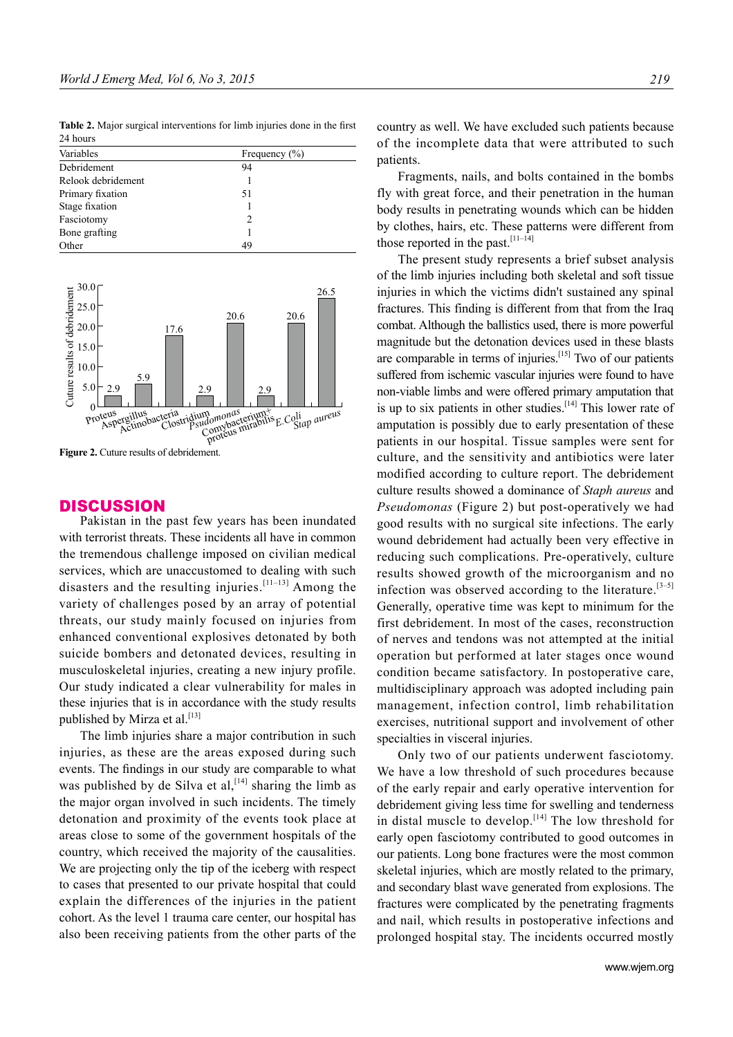**Table 2.** Major surgical interventions for limb injuries done in the first 24 hours

| Variables | Frequency (%) |
|---|---|
| Debridement | 94 |
| Relook debridement | 1 |
| Primary fixation | 51 |
| Stage fixation | 1 |
| Fasciotomy | 2 |
| Bone grafting | 1 |
| Other | 49 |

**Figure 2.** Cuture results of debridement.

## DISCUSSION

Pakistan in the past few years has been inundated with terrorist threats. These incidents all have in common the tremendous challenge imposed on civilian medical services, which are unaccustomed to dealing with such disasters and the resulting injuries.[11–13] Among the variety of challenges posed by an array of potential threats, our study mainly focused on injuries from enhanced conventional explosives detonated by both suicide bombers and detonated devices, resulting in musculoskeletal injuries, creating a new injury profile. Our study indicated a clear vulnerability for males in these injuries that is in accordance with the study results published by Mirza et al.[13]

The limb injuries share a major contribution in such injuries, as these are the areas exposed during such events. The findings in our study are comparable to what was published by de Silva et al,[14] sharing the limb as the major organ involved in such incidents. The timely detonation and proximity of the events took place at areas close to some of the government hospitals of the country, which received the majority of the causalities. We are projecting only the tip of the iceberg with respect to cases that presented to our private hospital that could explain the differences of the injuries in the patient cohort. As the level 1 trauma care center, our hospital has also been receiving patients from the other parts of the country as well. We have excluded such patients because of the incomplete data that were attributed to such patients.

Fragments, nails, and bolts contained in the bombs fly with great force, and their penetration in the human body results in penetrating wounds which can be hidden by clothes, hairs, etc. These patterns were different from those reported in the past.[11–14]

The present study represents a brief subset analysis of the limb injuries including both skeletal and soft tissue injuries in which the victims didn't sustained any spinal fractures. This finding is different from that from the Iraq combat. Although the ballistics used, there is more powerful magnitude but the detonation devices used in these blasts are comparable in terms of injuries.[15] Two of our patients suffered from ischemic vascular injuries were found to have non-viable limbs and were offered primary amputation that is up to six patients in other studies.[14] This lower rate of amputation is possibly due to early presentation of these patients in our hospital. Tissue samples were sent for culture, and the sensitivity and antibiotics were later modified according to culture report. The debridement culture results showed a dominance of *Staph aureus* and *Pseudomonas* (Figure 2) but post-operatively we had good results with no surgical site infections. The early wound debridement had actually been very effective in reducing such complications. Pre-operatively, culture results showed growth of the microorganism and no infection was observed according to the literature.[3–5] Generally, operative time was kept to minimum for the first debridement. In most of the cases, reconstruction of nerves and tendons was not attempted at the initial operation but performed at later stages once wound condition became satisfactory. In postoperative care, multidisciplinary approach was adopted including pain management, infection control, limb rehabilitation exercises, nutritional support and involvement of other specialties in visceral injuries.

Only two of our patients underwent fasciotomy. We have a low threshold of such procedures because of the early repair and early operative intervention for debridement giving less time for swelling and tenderness in distal muscle to develop.[14] The low threshold for early open fasciotomy contributed to good outcomes in our patients. Long bone fractures were the most common skeletal injuries, which are mostly related to the primary, and secondary blast wave generated from explosions. The fractures were complicated by the penetrating fragments and nail, which results in postoperative infections and prolonged hospital stay. The incidents occurred mostly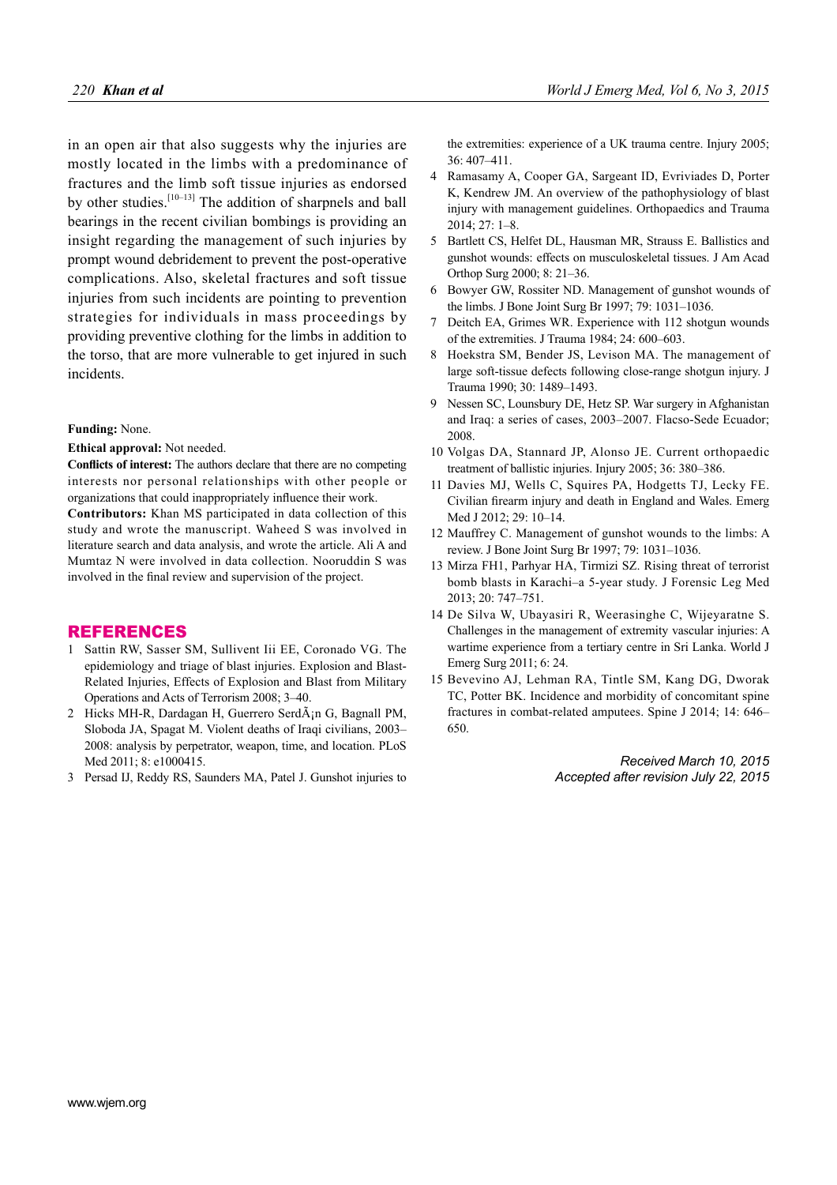in an open air that also suggests why the injuries are mostly located in the limbs with a predominance of fractures and the limb soft tissue injuries as endorsed by other studies.[10–13] The addition of sharpnels and ball bearings in the recent civilian bombings is providing an insight regarding the management of such injuries by prompt wound debridement to prevent the post-operative complications. Also, skeletal fractures and soft tissue injuries from such incidents are pointing to prevention strategies for individuals in mass proceedings by providing preventive clothing for the limbs in addition to the torso, that are more vulnerable to get injured in such incidents.

**Funding:** None.

**Ethical approval:** Not needed.

**Conflicts of interest:** The authors declare that there are no competing interests nor personal relationships with other people or organizations that could inappropriately influence their work.

**Contributors:** Khan MS participated in data collection of this study and wrote the manuscript. Waheed S was involved in literature search and data analysis, and wrote the article. Ali A and Mumtaz N were involved in data collection. Nooruddin S was involved in the final review and supervision of the project.

## REFERENCES

1. Sattin RW, Sasser SM, Sullivent Iii EE, Coronado VG. The epidemiology and triage of blast injuries. Explosion and Blast-Related Injuries, Effects of Explosion and Blast from Military Operations and Acts of Terrorism 2008; 3–40.
2. Hicks MH-R, Dardagan H, Guerrero SerdÃ¡n G, Bagnall PM, Sloboda JA, Spagat M. Violent deaths of Iraqi civilians, 2003–2008: analysis by perpetrator, weapon, time, and location. PLoS Med 2011; 8: e1000415.
3. Persad IJ, Reddy RS, Saunders MA, Patel J. Gunshot injuries to the extremities: experience of a UK trauma centre. Injury 2005; 36: 407–411.
4. Ramasamy A, Cooper GA, Sargeant ID, Evriviades D, Porter K, Kendrew JM. An overview of the pathophysiology of blast injury with management guidelines. Orthopaedics and Trauma 2014; 27: 1–8.
5. Bartlett CS, Helfet DL, Hausman MR, Strauss E. Ballistics and gunshot wounds: effects on musculoskeletal tissues. J Am Acad Orthop Surg 2000; 8: 21–36.
6. Bowyer GW, Rossiter ND. Management of gunshot wounds of the limbs. J Bone Joint Surg Br 1997; 79: 1031–1036.
7. Deitch EA, Grimes WR. Experience with 112 shotgun wounds of the extremities. J Trauma 1984; 24: 600–603.
8. Hoekstra SM, Bender JS, Levison MA. The management of large soft-tissue defects following close-range shotgun injury. J Trauma 1990; 30: 1489–1493.
9. Nessen SC, Lounsbury DE, Hetz SP. War surgery in Afghanistan and Iraq: a series of cases, 2003–2007. Flacso-Sede Ecuador; 2008.
10. Volgas DA, Stannard JP, Alonso JE. Current orthopaedic treatment of ballistic injuries. Injury 2005; 36: 380–386.
11. Davies MJ, Wells C, Squires PA, Hodgetts TJ, Lecky FE. Civilian firearm injury and death in England and Wales. Emerg Med J 2012; 29: 10–14.
12. Mauffrey C. Management of gunshot wounds to the limbs: A review. J Bone Joint Surg Br 1997; 79: 1031–1036.
13. Mirza FH1, Parhyar HA, Tirmizi SZ. Rising threat of terrorist bomb blasts in Karachi–a 5-year study. J Forensic Leg Med 2013; 20: 747–751.
14. De Silva W, Ubayasiri R, Weerasinghe C, Wijeyaratne S. Challenges in the management of extremity vascular injuries: A wartime experience from a tertiary centre in Sri Lanka. World J Emerg Surg 2011; 6: 24.
15. Bevevino AJ, Lehman RA, Tintle SM, Kang DG, Dworak TC, Potter BK. Incidence and morbidity of concomitant spine fractures in combat-related amputees. Spine J 2014; 14: 646–650.

*Received March 10, 2015*
*Accepted after revision July 22, 2015*